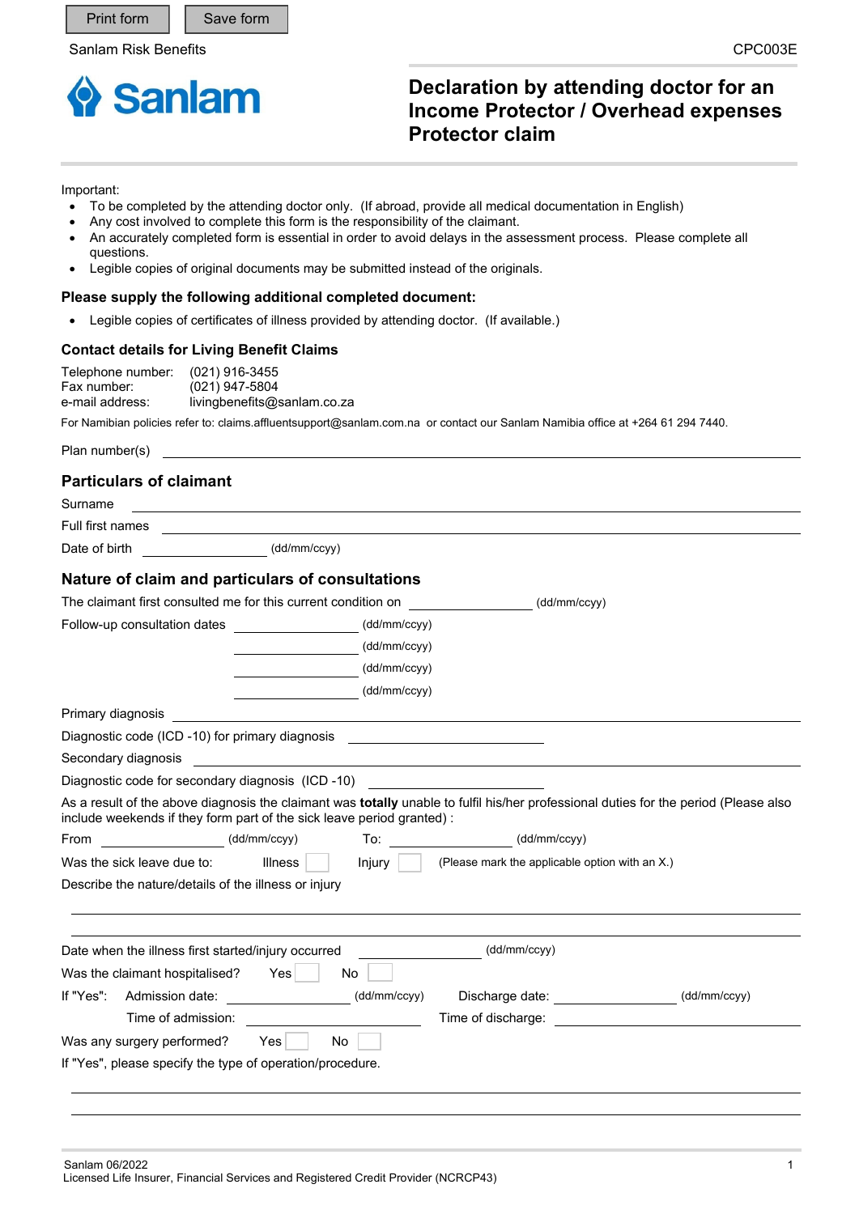Print form Save form

Sanlam Risk Benefits

CPC003E

Sanlam

# Declaration by attending doctor for an Income Protector / Overhead expenses Protector claim

Important:

- To be completed by the attending doctor only. (If abroad, provide all medical documentation in English)
- Any cost involved to complete this form is the responsibility of the claimant.
- An accurately completed form is essential in order to avoid delays in the assessment process. Please complete all questions.
- Legible copies of original documents may be submitted instead of the originals.

### Please supply the following additional completed document:

- Legible copies of certificates of illness provided by attending doctor. (If available.)

### Contact details for Living Benefit Claims

Telephone number: (021) 916-3455
Fax number: (021) 947-5804
e-mail address: livingbenefits@sanlam.co.za

For Namibian policies refer to: claims.affluentsupport@sanlam.com.na or contact our Sanlam Namibia office at +264 61 294 7440.

Plan number(s) ______________________________

## Particulars of claimant

Surname ______________________________

Full first names ______________________________

Date of birth ______________ (dd/mm/ccyy)

## Nature of claim and particulars of consultations

The claimant first consulted me for this current condition on ______________ (dd/mm/ccyy)

Follow-up consultation dates ______________ (dd/mm/ccyy)

______________ (dd/mm/ccyy)

______________ (dd/mm/ccyy)

______________ (dd/mm/ccyy)

Primary diagnosis ______________________________

Diagnostic code (ICD -10) for primary diagnosis ______________

Secondary diagnosis ______________________________

Diagnostic code for secondary diagnosis (ICD -10) ______________

As a result of the above diagnosis the claimant was **totally** unable to fulfil his/her professional duties for the period (Please also include weekends if they form part of the sick leave period granted) :

From ______________ (dd/mm/ccyy) To: ______________ (dd/mm/ccyy)

Was the sick leave due to: Illness ☐ Injury ☐ (Please mark the applicable option with an X.)

Describe the nature/details of the illness or injury

______________________________

______________________________

Date when the illness first started/injury occurred ______________ (dd/mm/ccyy)

Was the claimant hospitalised? Yes ☐ No ☐

If "Yes": Admission date: ______________ (dd/mm/ccyy) Discharge date: ______________ (dd/mm/ccyy)

Time of admission: ______________ Time of discharge: ______________

Was any surgery performed? Yes ☐ No ☐

If "Yes", please specify the type of operation/procedure.

______________________________

______________________________

Sanlam 06/2022
Licensed Life Insurer, Financial Services and Registered Credit Provider (NCRCP43)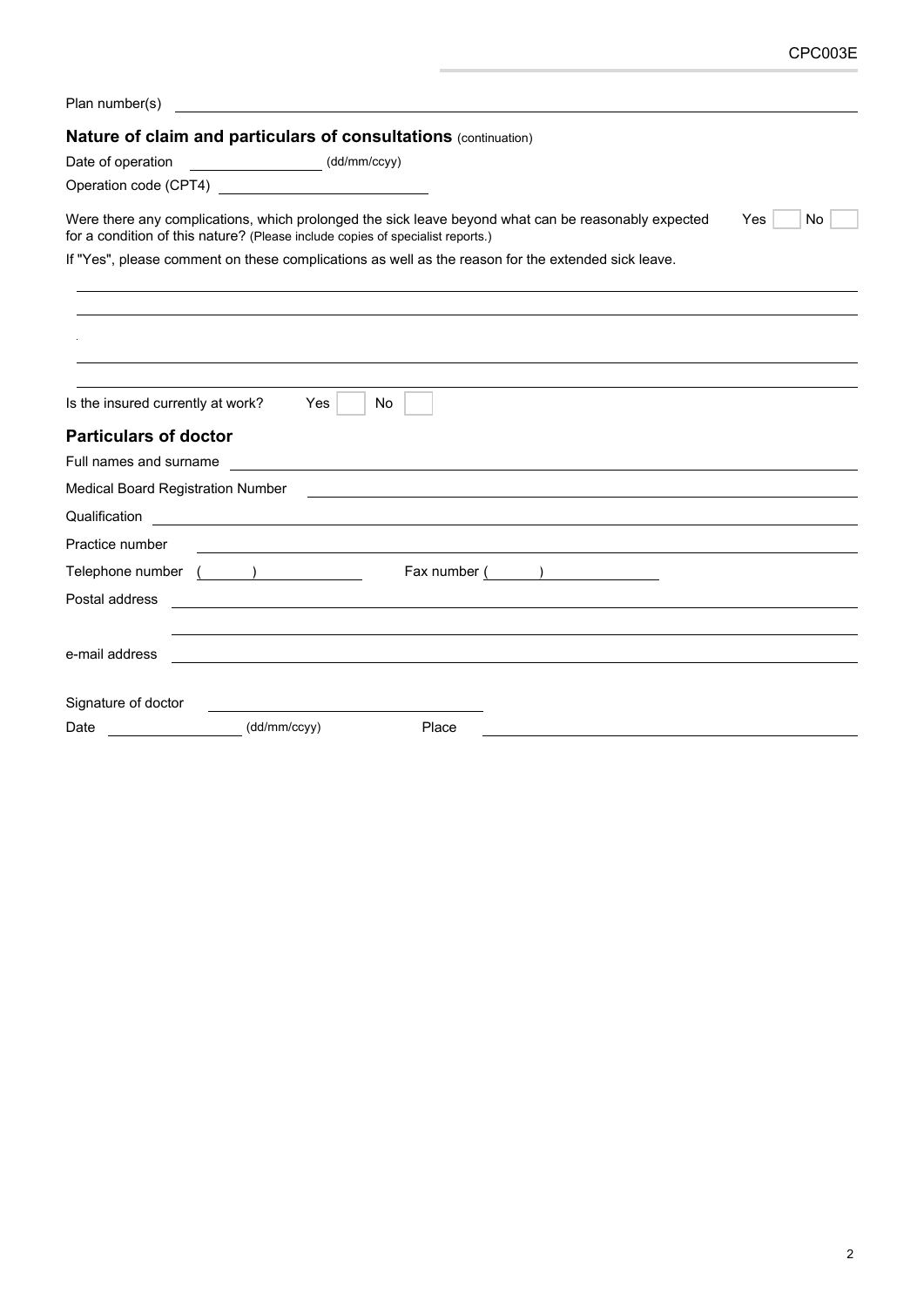CPC003E

Plan number(s) \_\_\_\_\_\_\_\_\_\_\_\_\_\_\_\_\_\_\_\_\_\_\_\_\_\_\_\_\_\_\_\_\_\_\_\_\_\_\_\_

## Nature of claim and particulars of consultations (continuation)

Date of operation \_\_\_\_\_\_\_\_\_\_\_\_\_\_\_\_ (dd/mm/ccyy)

Operation code (CPT4) \_\_\_\_\_\_\_\_\_\_\_\_\_\_\_\_\_\_\_\_\_\_\_\_

Were there any complications, which prolonged the sick leave beyond what can be reasonably expected for a condition of this nature? (Please include copies of specialist reports.) Yes [ ] No [ ]

If "Yes", please comment on these complications as well as the reason for the extended sick leave.

\_\_\_\_\_\_\_\_\_\_\_\_\_\_\_\_\_\_\_\_\_\_\_\_\_\_\_\_\_\_\_\_\_\_\_\_\_\_\_\_\_\_\_\_\_\_\_\_\_\_\_\_\_\_\_\_\_\_\_\_\_\_\_\_\_\_\_\_\_\_\_\_\_\_\_\_\_\_

\_\_\_\_\_\_\_\_\_\_\_\_\_\_\_\_\_\_\_\_\_\_\_\_\_\_\_\_\_\_\_\_\_\_\_\_\_\_\_\_\_\_\_\_\_\_\_\_\_\_\_\_\_\_\_\_\_\_\_\_\_\_\_\_\_\_\_\_\_\_\_\_\_\_\_\_\_\_

\_\_\_\_\_\_\_\_\_\_\_\_\_\_\_\_\_\_\_\_\_\_\_\_\_\_\_\_\_\_\_\_\_\_\_\_\_\_\_\_\_\_\_\_\_\_\_\_\_\_\_\_\_\_\_\_\_\_\_\_\_\_\_\_\_\_\_\_\_\_\_\_\_\_\_\_\_\_

\_\_\_\_\_\_\_\_\_\_\_\_\_\_\_\_\_\_\_\_\_\_\_\_\_\_\_\_\_\_\_\_\_\_\_\_\_\_\_\_\_\_\_\_\_\_\_\_\_\_\_\_\_\_\_\_\_\_\_\_\_\_\_\_\_\_\_\_\_\_\_\_\_\_\_\_\_\_

Is the insured currently at work? Yes [ ] No [ ]

## Particulars of doctor

Full names and surname \_\_\_\_\_\_\_\_\_\_\_\_\_\_\_\_\_\_\_\_\_\_\_\_\_\_\_\_\_\_\_\_\_\_\_\_\_\_\_\_

Medical Board Registration Number \_\_\_\_\_\_\_\_\_\_\_\_\_\_\_\_\_\_\_\_\_\_\_\_\_\_\_\_\_\_\_\_\_\_\_\_\_\_\_\_

Qualification \_\_\_\_\_\_\_\_\_\_\_\_\_\_\_\_\_\_\_\_\_\_\_\_\_\_\_\_\_\_\_\_\_\_\_\_\_\_\_\_

Practice number \_\_\_\_\_\_\_\_\_\_\_\_\_\_\_\_\_\_\_\_\_\_\_\_\_\_\_\_\_\_\_\_\_\_\_\_\_\_\_\_

Telephone number ( ) \_\_\_\_\_\_\_\_\_\_\_\_\_\_ Fax number ( ) \_\_\_\_\_\_\_\_\_\_\_\_\_\_

Postal address \_\_\_\_\_\_\_\_\_\_\_\_\_\_\_\_\_\_\_\_\_\_\_\_\_\_\_\_\_\_\_\_\_\_\_\_\_\_\_\_

\_\_\_\_\_\_\_\_\_\_\_\_\_\_\_\_\_\_\_\_\_\_\_\_\_\_\_\_\_\_\_\_\_\_\_\_\_\_\_\_

e-mail address \_\_\_\_\_\_\_\_\_\_\_\_\_\_\_\_\_\_\_\_\_\_\_\_\_\_\_\_\_\_\_\_\_\_\_\_\_\_\_\_

Signature of doctor \_\_\_\_\_\_\_\_\_\_\_\_\_\_\_\_\_\_\_\_\_\_\_\_

Date \_\_\_\_\_\_\_\_\_\_\_\_\_\_\_\_ (dd/mm/ccyy) Place \_\_\_\_\_\_\_\_\_\_\_\_\_\_\_\_\_\_\_\_\_\_\_\_\_\_\_\_\_\_\_\_